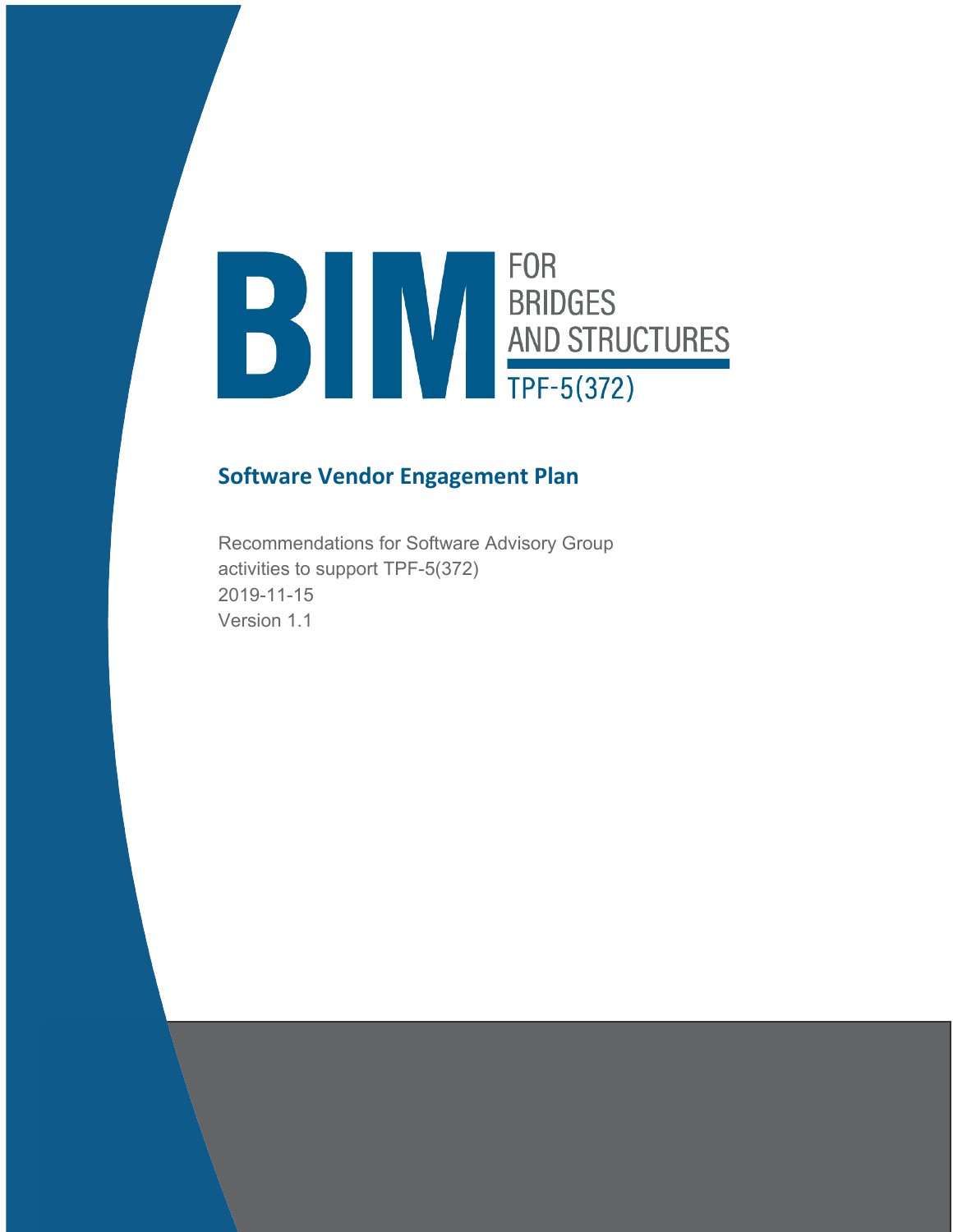# BIM FOR BRIDGES AND STRUCTURES TPF-5(372)

## Software Vendor Engagement Plan

Recommendations for Software Advisory Group activities to support TPF-5(372)
2019-11-15
Version 1.1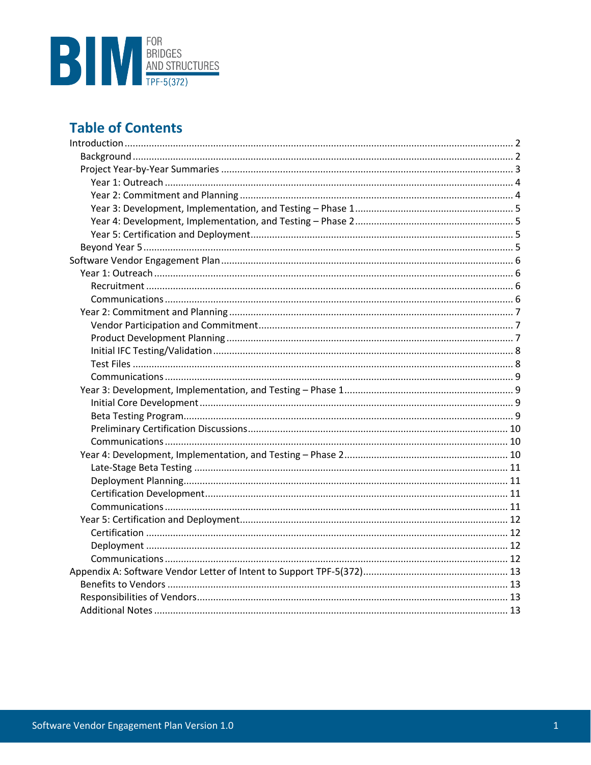BIM FOR BRIDGES AND STRUCTURES TPF-5(372)

## Table of Contents

- Introduction ..... 2
  - Background ..... 2
  - Project Year-by-Year Summaries ..... 3
    - Year 1: Outreach ..... 4
    - Year 2: Commitment and Planning ..... 4
    - Year 3: Development, Implementation, and Testing – Phase 1 ..... 5
    - Year 4: Development, Implementation, and Testing – Phase 2 ..... 5
    - Year 5: Certification and Deployment ..... 5
  - Beyond Year 5 ..... 5
- Software Vendor Engagement Plan ..... 6
  - Year 1: Outreach ..... 6
    - Recruitment ..... 6
    - Communications ..... 6
  - Year 2: Commitment and Planning ..... 7
    - Vendor Participation and Commitment ..... 7
    - Product Development Planning ..... 7
    - Initial IFC Testing/Validation ..... 8
    - Test Files ..... 8
    - Communications ..... 9
  - Year 3: Development, Implementation, and Testing – Phase 1 ..... 9
    - Initial Core Development ..... 9
    - Beta Testing Program ..... 9
    - Preliminary Certification Discussions ..... 10
    - Communications ..... 10
  - Year 4: Development, Implementation, and Testing – Phase 2 ..... 10
    - Late-Stage Beta Testing ..... 11
    - Deployment Planning ..... 11
    - Certification Development ..... 11
    - Communications ..... 11
  - Year 5: Certification and Deployment ..... 12
    - Certification ..... 12
    - Deployment ..... 12
    - Communications ..... 12
- Appendix A: Software Vendor Letter of Intent to Support TPF-5(372) ..... 13
  - Benefits to Vendors ..... 13
  - Responsibilities of Vendors ..... 13
  - Additional Notes ..... 13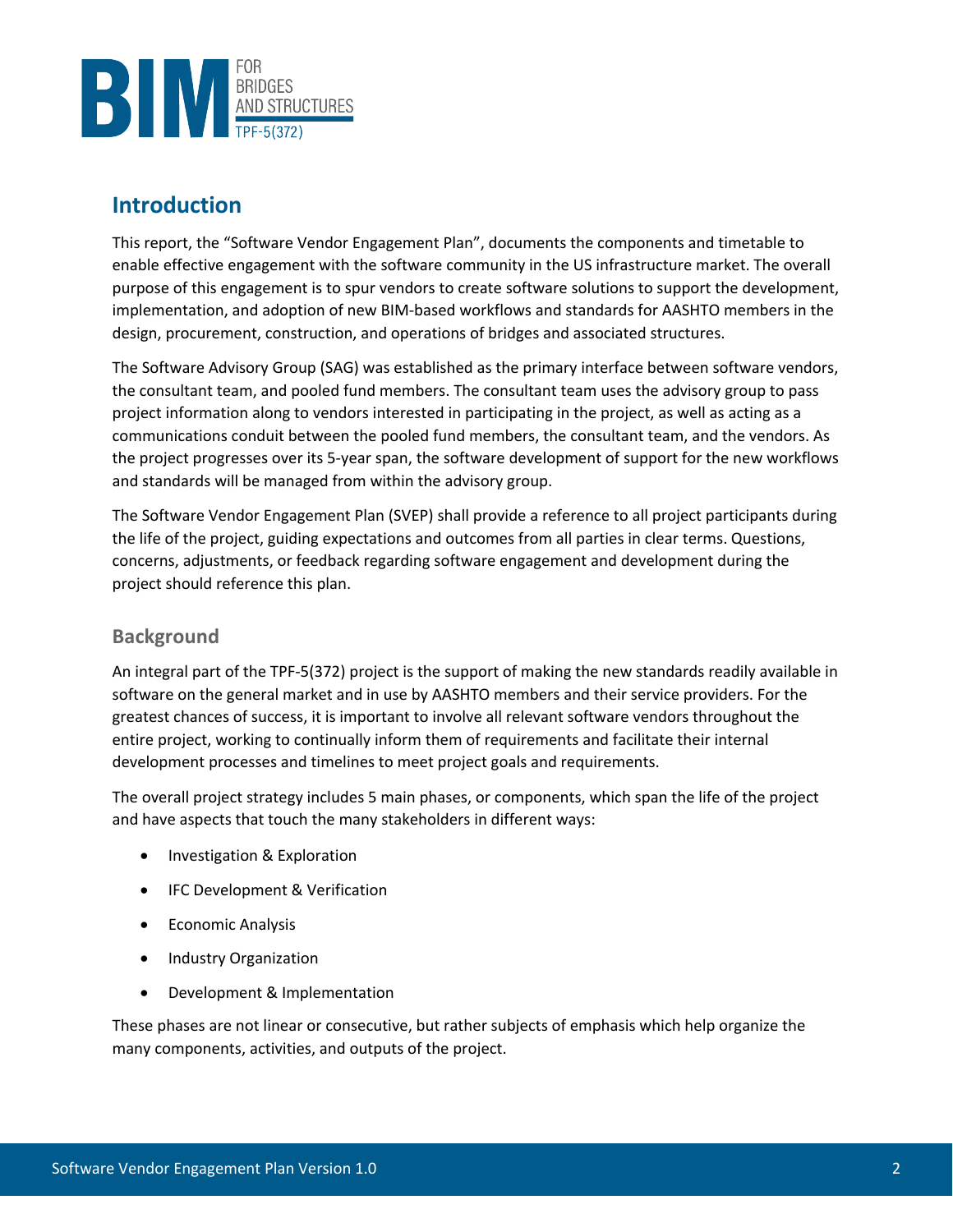## Introduction

This report, the "Software Vendor Engagement Plan", documents the components and timetable to enable effective engagement with the software community in the US infrastructure market. The overall purpose of this engagement is to spur vendors to create software solutions to support the development, implementation, and adoption of new BIM-based workflows and standards for AASHTO members in the design, procurement, construction, and operations of bridges and associated structures.

The Software Advisory Group (SAG) was established as the primary interface between software vendors, the consultant team, and pooled fund members. The consultant team uses the advisory group to pass project information along to vendors interested in participating in the project, as well as acting as a communications conduit between the pooled fund members, the consultant team, and the vendors. As the project progresses over its 5-year span, the software development of support for the new workflows and standards will be managed from within the advisory group.

The Software Vendor Engagement Plan (SVEP) shall provide a reference to all project participants during the life of the project, guiding expectations and outcomes from all parties in clear terms. Questions, concerns, adjustments, or feedback regarding software engagement and development during the project should reference this plan.

### Background

An integral part of the TPF-5(372) project is the support of making the new standards readily available in software on the general market and in use by AASHTO members and their service providers. For the greatest chances of success, it is important to involve all relevant software vendors throughout the entire project, working to continually inform them of requirements and facilitate their internal development processes and timelines to meet project goals and requirements.

The overall project strategy includes 5 main phases, or components, which span the life of the project and have aspects that touch the many stakeholders in different ways:

- Investigation & Exploration
- IFC Development & Verification
- Economic Analysis
- Industry Organization
- Development & Implementation

These phases are not linear or consecutive, but rather subjects of emphasis which help organize the many components, activities, and outputs of the project.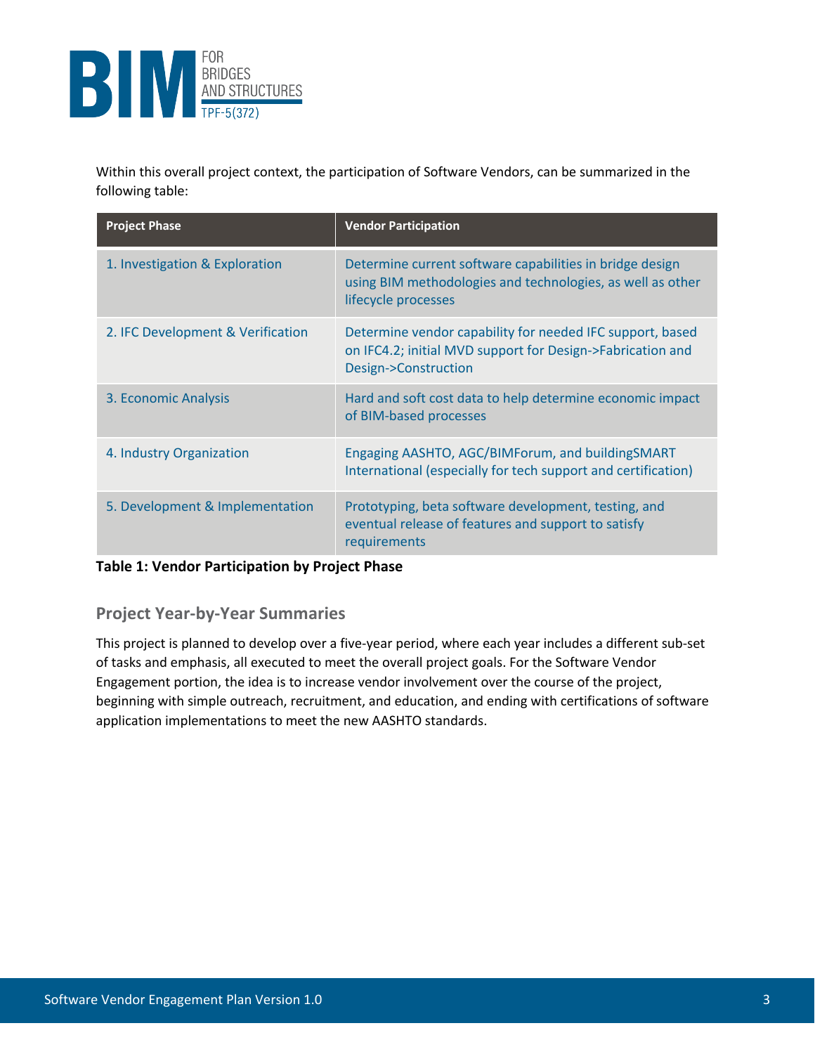Within this overall project context, the participation of Software Vendors, can be summarized in the following table:

| Project Phase | Vendor Participation |
|---|---|
| 1. Investigation & Exploration | Determine current software capabilities in bridge design using BIM methodologies and technologies, as well as other lifecycle processes |
| 2. IFC Development & Verification | Determine vendor capability for needed IFC support, based on IFC4.2; initial MVD support for Design->Fabrication and Design->Construction |
| 3. Economic Analysis | Hard and soft cost data to help determine economic impact of BIM-based processes |
| 4. Industry Organization | Engaging AASHTO, AGC/BIMForum, and buildingSMART International (especially for tech support and certification) |
| 5. Development & Implementation | Prototyping, beta software development, testing, and eventual release of features and support to satisfy requirements |

**Table 1: Vendor Participation by Project Phase**

## Project Year-by-Year Summaries

This project is planned to develop over a five-year period, where each year includes a different sub-set of tasks and emphasis, all executed to meet the overall project goals. For the Software Vendor Engagement portion, the idea is to increase vendor involvement over the course of the project, beginning with simple outreach, recruitment, and education, and ending with certifications of software application implementations to meet the new AASHTO standards.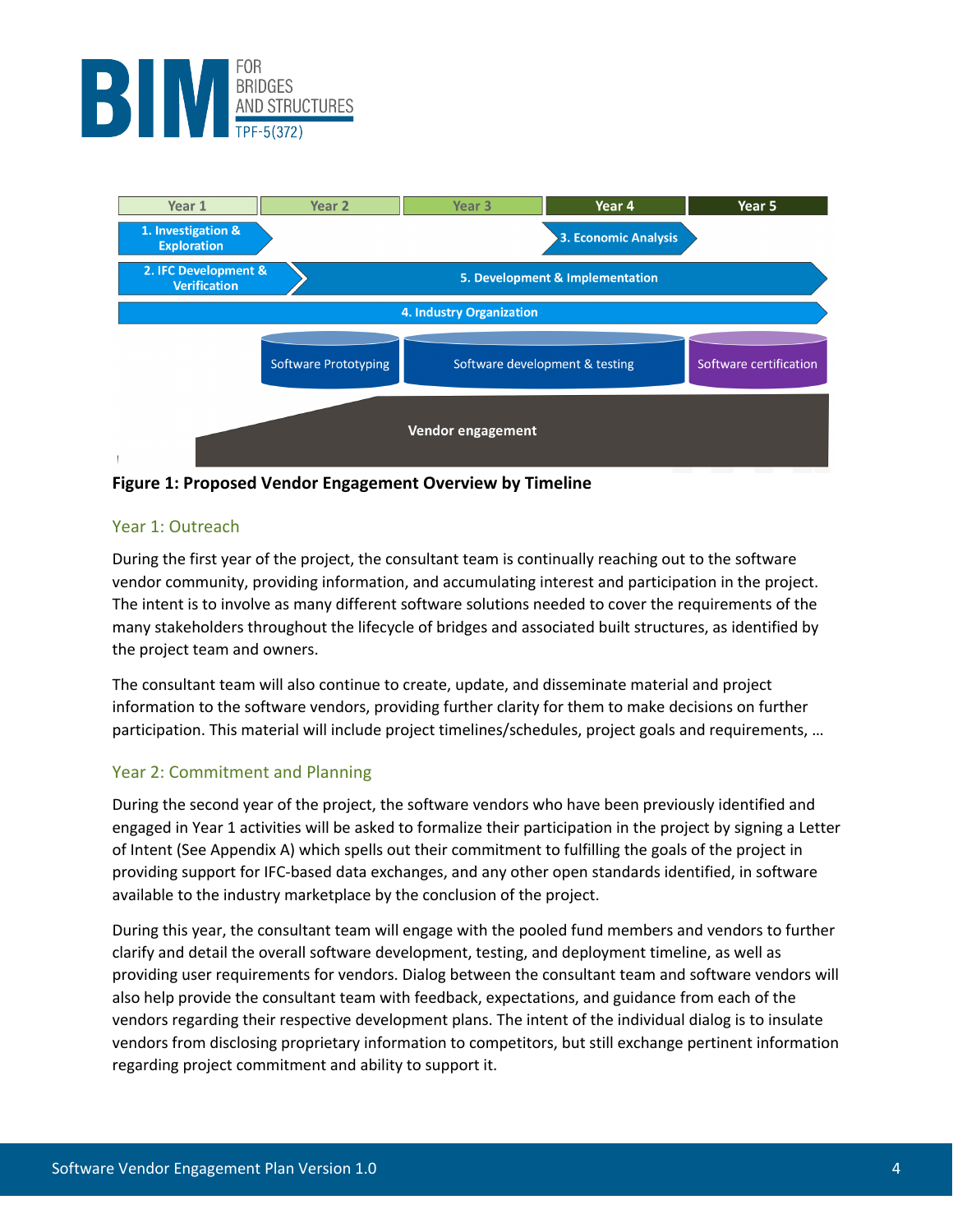Figure 1: Proposed Vendor Engagement Overview by Timeline

## Year 1: Outreach

During the first year of the project, the consultant team is continually reaching out to the software vendor community, providing information, and accumulating interest and participation in the project. The intent is to involve as many different software solutions needed to cover the requirements of the many stakeholders throughout the lifecycle of bridges and associated built structures, as identified by the project team and owners.

The consultant team will also continue to create, update, and disseminate material and project information to the software vendors, providing further clarity for them to make decisions on further participation. This material will include project timelines/schedules, project goals and requirements, …

## Year 2: Commitment and Planning

During the second year of the project, the software vendors who have been previously identified and engaged in Year 1 activities will be asked to formalize their participation in the project by signing a Letter of Intent (See Appendix A) which spells out their commitment to fulfilling the goals of the project in providing support for IFC-based data exchanges, and any other open standards identified, in software available to the industry marketplace by the conclusion of the project.

During this year, the consultant team will engage with the pooled fund members and vendors to further clarify and detail the overall software development, testing, and deployment timeline, as well as providing user requirements for vendors. Dialog between the consultant team and software vendors will also help provide the consultant team with feedback, expectations, and guidance from each of the vendors regarding their respective development plans. The intent of the individual dialog is to insulate vendors from disclosing proprietary information to competitors, but still exchange pertinent information regarding project commitment and ability to support it.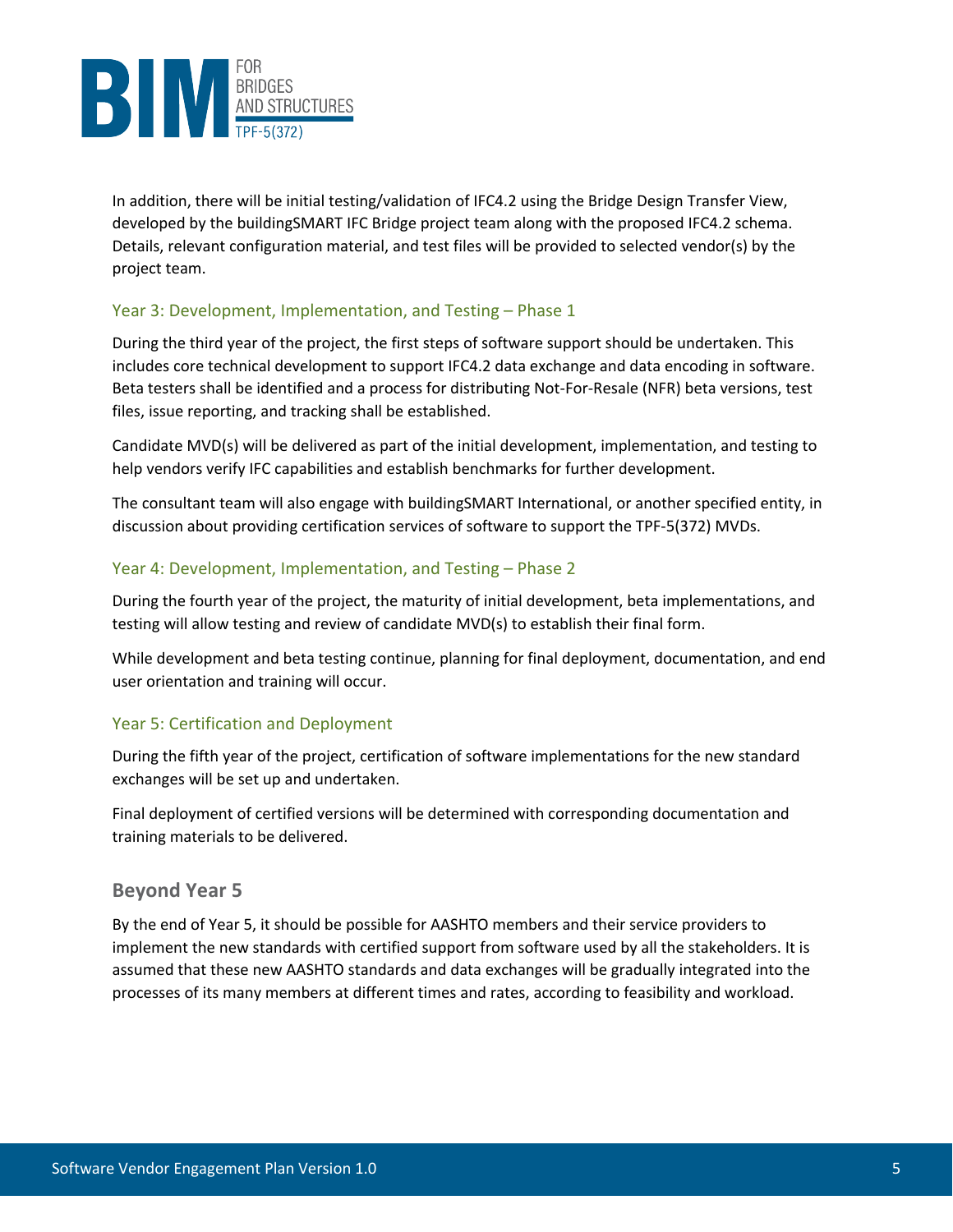In addition, there will be initial testing/validation of IFC4.2 using the Bridge Design Transfer View, developed by the buildingSMART IFC Bridge project team along with the proposed IFC4.2 schema. Details, relevant configuration material, and test files will be provided to selected vendor(s) by the project team.

### Year 3: Development, Implementation, and Testing – Phase 1

During the third year of the project, the first steps of software support should be undertaken. This includes core technical development to support IFC4.2 data exchange and data encoding in software. Beta testers shall be identified and a process for distributing Not-For-Resale (NFR) beta versions, test files, issue reporting, and tracking shall be established.

Candidate MVD(s) will be delivered as part of the initial development, implementation, and testing to help vendors verify IFC capabilities and establish benchmarks for further development.

The consultant team will also engage with buildingSMART International, or another specified entity, in discussion about providing certification services of software to support the TPF-5(372) MVDs.

### Year 4: Development, Implementation, and Testing – Phase 2

During the fourth year of the project, the maturity of initial development, beta implementations, and testing will allow testing and review of candidate MVD(s) to establish their final form.

While development and beta testing continue, planning for final deployment, documentation, and end user orientation and training will occur.

### Year 5: Certification and Deployment

During the fifth year of the project, certification of software implementations for the new standard exchanges will be set up and undertaken.

Final deployment of certified versions will be determined with corresponding documentation and training materials to be delivered.

## Beyond Year 5

By the end of Year 5, it should be possible for AASHTO members and their service providers to implement the new standards with certified support from software used by all the stakeholders. It is assumed that these new AASHTO standards and data exchanges will be gradually integrated into the processes of its many members at different times and rates, according to feasibility and workload.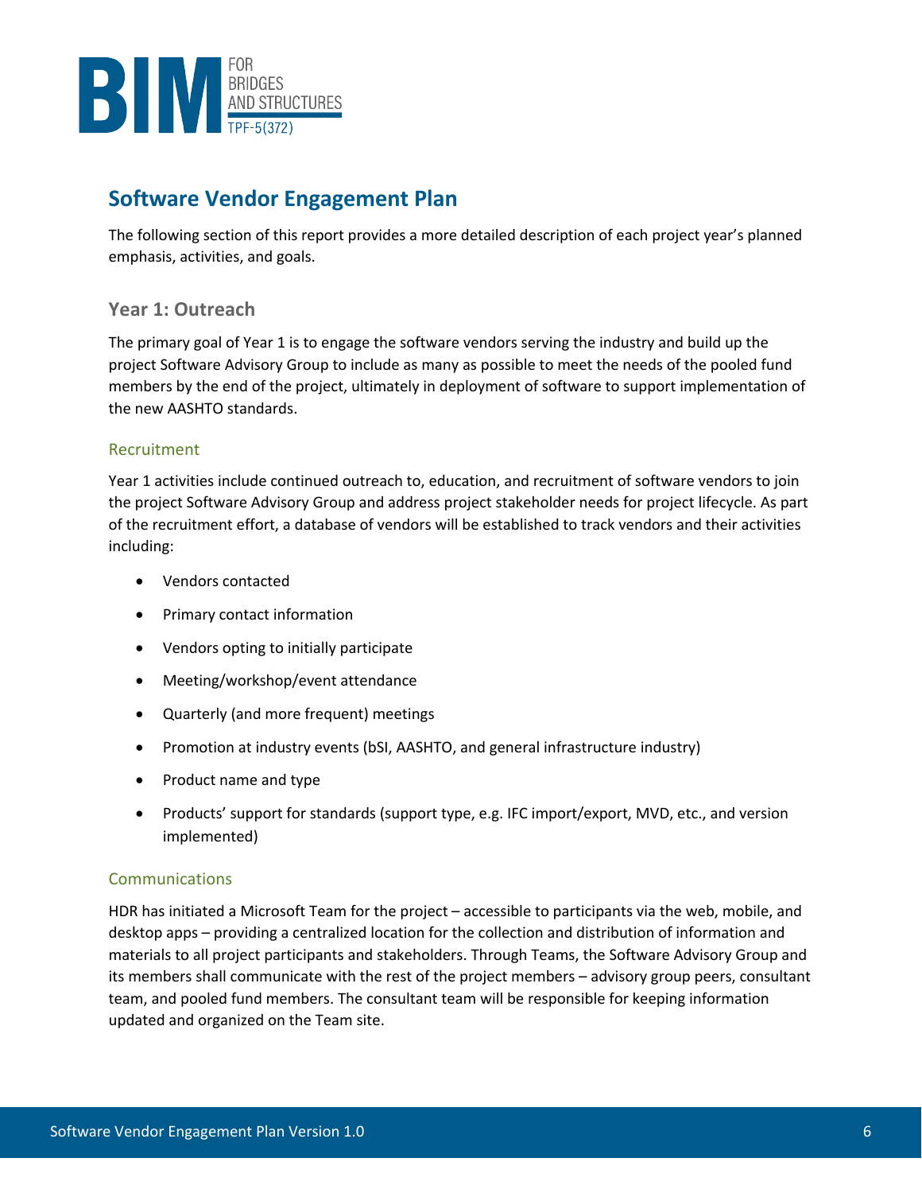# Software Vendor Engagement Plan

The following section of this report provides a more detailed description of each project year's planned emphasis, activities, and goals.

## Year 1: Outreach

The primary goal of Year 1 is to engage the software vendors serving the industry and build up the project Software Advisory Group to include as many as possible to meet the needs of the pooled fund members by the end of the project, ultimately in deployment of software to support implementation of the new AASHTO standards.

### Recruitment

Year 1 activities include continued outreach to, education, and recruitment of software vendors to join the project Software Advisory Group and address project stakeholder needs for project lifecycle. As part of the recruitment effort, a database of vendors will be established to track vendors and their activities including:

- Vendors contacted
- Primary contact information
- Vendors opting to initially participate
- Meeting/workshop/event attendance
- Quarterly (and more frequent) meetings
- Promotion at industry events (bSI, AASHTO, and general infrastructure industry)
- Product name and type
- Products' support for standards (support type, e.g. IFC import/export, MVD, etc., and version implemented)

### Communications

HDR has initiated a Microsoft Team for the project – accessible to participants via the web, mobile, and desktop apps – providing a centralized location for the collection and distribution of information and materials to all project participants and stakeholders. Through Teams, the Software Advisory Group and its members shall communicate with the rest of the project members – advisory group peers, consultant team, and pooled fund members. The consultant team will be responsible for keeping information updated and organized on the Team site.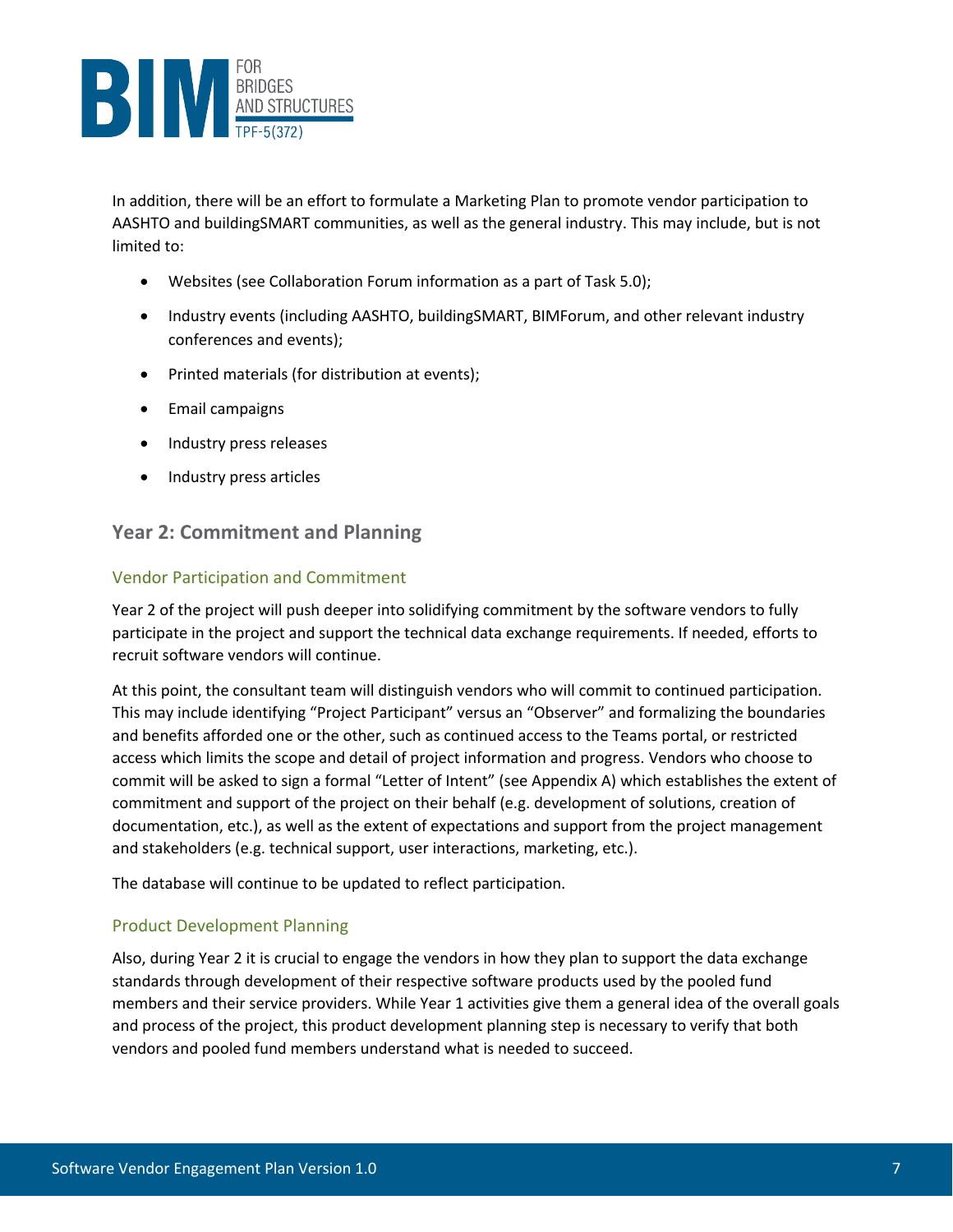In addition, there will be an effort to formulate a Marketing Plan to promote vendor participation to AASHTO and buildingSMART communities, as well as the general industry. This may include, but is not limited to:

- Websites (see Collaboration Forum information as a part of Task 5.0);
- Industry events (including AASHTO, buildingSMART, BIMForum, and other relevant industry conferences and events);
- Printed materials (for distribution at events);
- Email campaigns
- Industry press releases
- Industry press articles

## Year 2: Commitment and Planning

### Vendor Participation and Commitment

Year 2 of the project will push deeper into solidifying commitment by the software vendors to fully participate in the project and support the technical data exchange requirements. If needed, efforts to recruit software vendors will continue.

At this point, the consultant team will distinguish vendors who will commit to continued participation. This may include identifying "Project Participant" versus an "Observer" and formalizing the boundaries and benefits afforded one or the other, such as continued access to the Teams portal, or restricted access which limits the scope and detail of project information and progress. Vendors who choose to commit will be asked to sign a formal "Letter of Intent" (see Appendix A) which establishes the extent of commitment and support of the project on their behalf (e.g. development of solutions, creation of documentation, etc.), as well as the extent of expectations and support from the project management and stakeholders (e.g. technical support, user interactions, marketing, etc.).

The database will continue to be updated to reflect participation.

### Product Development Planning

Also, during Year 2 it is crucial to engage the vendors in how they plan to support the data exchange standards through development of their respective software products used by the pooled fund members and their service providers. While Year 1 activities give them a general idea of the overall goals and process of the project, this product development planning step is necessary to verify that both vendors and pooled fund members understand what is needed to succeed.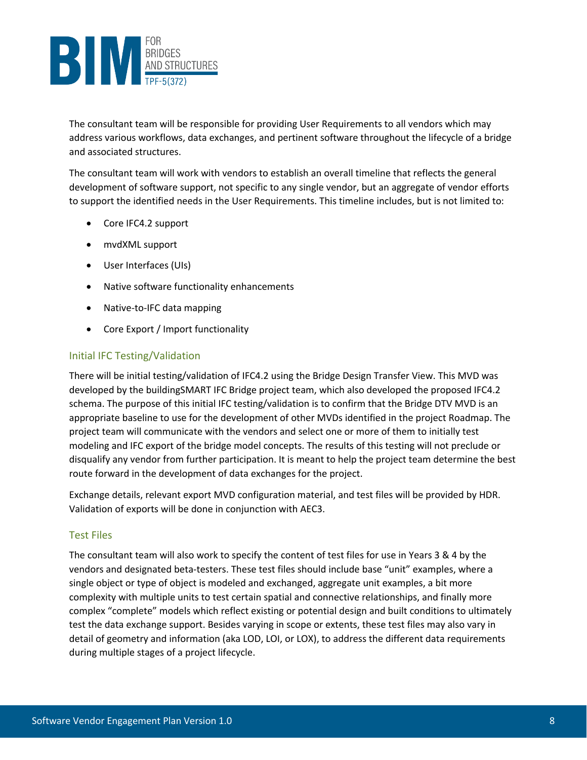The consultant team will be responsible for providing User Requirements to all vendors which may address various workflows, data exchanges, and pertinent software throughout the lifecycle of a bridge and associated structures.

The consultant team will work with vendors to establish an overall timeline that reflects the general development of software support, not specific to any single vendor, but an aggregate of vendor efforts to support the identified needs in the User Requirements. This timeline includes, but is not limited to:

- Core IFC4.2 support
- mvdXML support
- User Interfaces (UIs)
- Native software functionality enhancements
- Native-to-IFC data mapping
- Core Export / Import functionality

### Initial IFC Testing/Validation

There will be initial testing/validation of IFC4.2 using the Bridge Design Transfer View. This MVD was developed by the buildingSMART IFC Bridge project team, which also developed the proposed IFC4.2 schema. The purpose of this initial IFC testing/validation is to confirm that the Bridge DTV MVD is an appropriate baseline to use for the development of other MVDs identified in the project Roadmap. The project team will communicate with the vendors and select one or more of them to initially test modeling and IFC export of the bridge model concepts. The results of this testing will not preclude or disqualify any vendor from further participation. It is meant to help the project team determine the best route forward in the development of data exchanges for the project.

Exchange details, relevant export MVD configuration material, and test files will be provided by HDR. Validation of exports will be done in conjunction with AEC3.

### Test Files

The consultant team will also work to specify the content of test files for use in Years 3 & 4 by the vendors and designated beta-testers. These test files should include base "unit" examples, where a single object or type of object is modeled and exchanged, aggregate unit examples, a bit more complexity with multiple units to test certain spatial and connective relationships, and finally more complex "complete" models which reflect existing or potential design and built conditions to ultimately test the data exchange support. Besides varying in scope or extents, these test files may also vary in detail of geometry and information (aka LOD, LOI, or LOX), to address the different data requirements during multiple stages of a project lifecycle.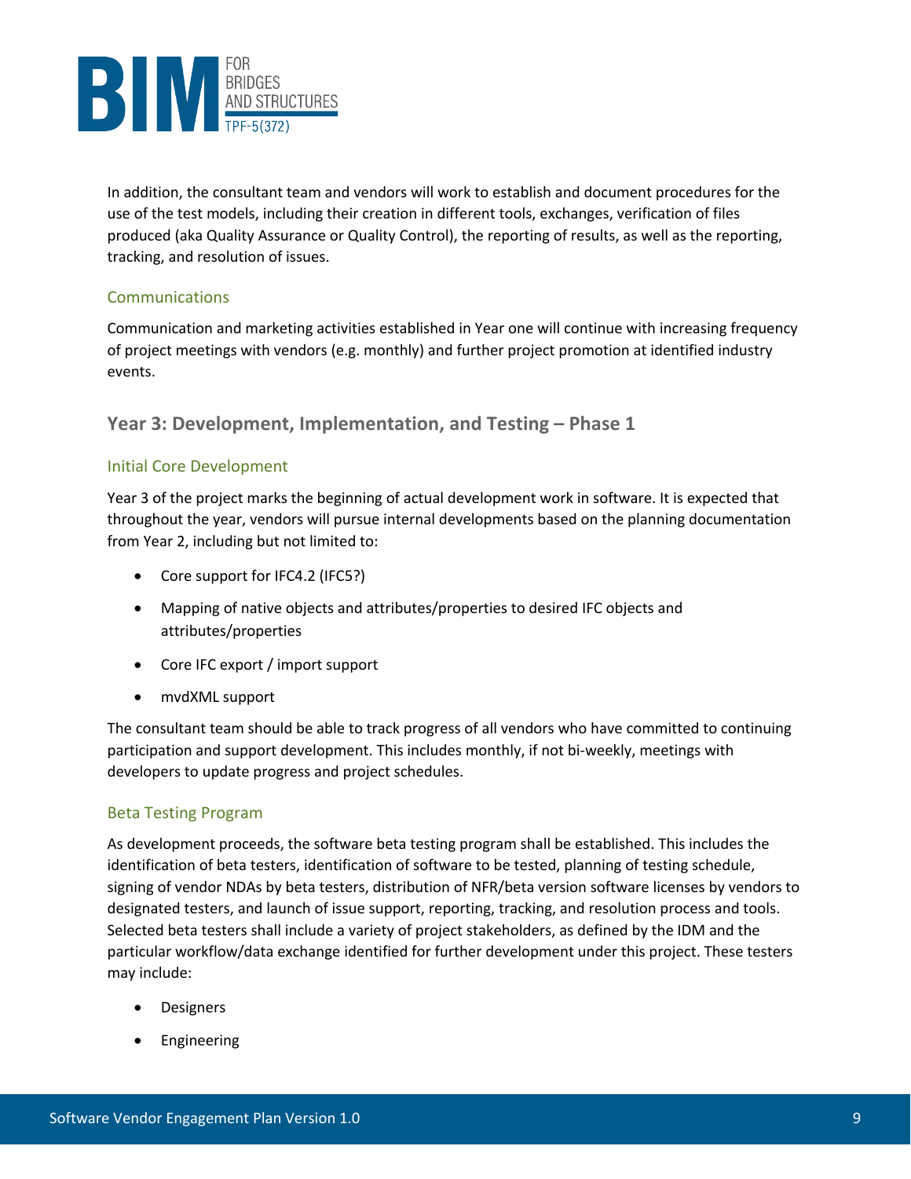In addition, the consultant team and vendors will work to establish and document procedures for the use of the test models, including their creation in different tools, exchanges, verification of files produced (aka Quality Assurance or Quality Control), the reporting of results, as well as the reporting, tracking, and resolution of issues.

### Communications

Communication and marketing activities established in Year one will continue with increasing frequency of project meetings with vendors (e.g. monthly) and further project promotion at identified industry events.

## Year 3: Development, Implementation, and Testing – Phase 1

### Initial Core Development

Year 3 of the project marks the beginning of actual development work in software. It is expected that throughout the year, vendors will pursue internal developments based on the planning documentation from Year 2, including but not limited to:

- Core support for IFC4.2 (IFC5?)
- Mapping of native objects and attributes/properties to desired IFC objects and attributes/properties
- Core IFC export / import support
- mvdXML support

The consultant team should be able to track progress of all vendors who have committed to continuing participation and support development. This includes monthly, if not bi-weekly, meetings with developers to update progress and project schedules.

### Beta Testing Program

As development proceeds, the software beta testing program shall be established. This includes the identification of beta testers, identification of software to be tested, planning of testing schedule, signing of vendor NDAs by beta testers, distribution of NFR/beta version software licenses by vendors to designated testers, and launch of issue support, reporting, tracking, and resolution process and tools. Selected beta testers shall include a variety of project stakeholders, as defined by the IDM and the particular workflow/data exchange identified for further development under this project. These testers may include:

- Designers
- Engineering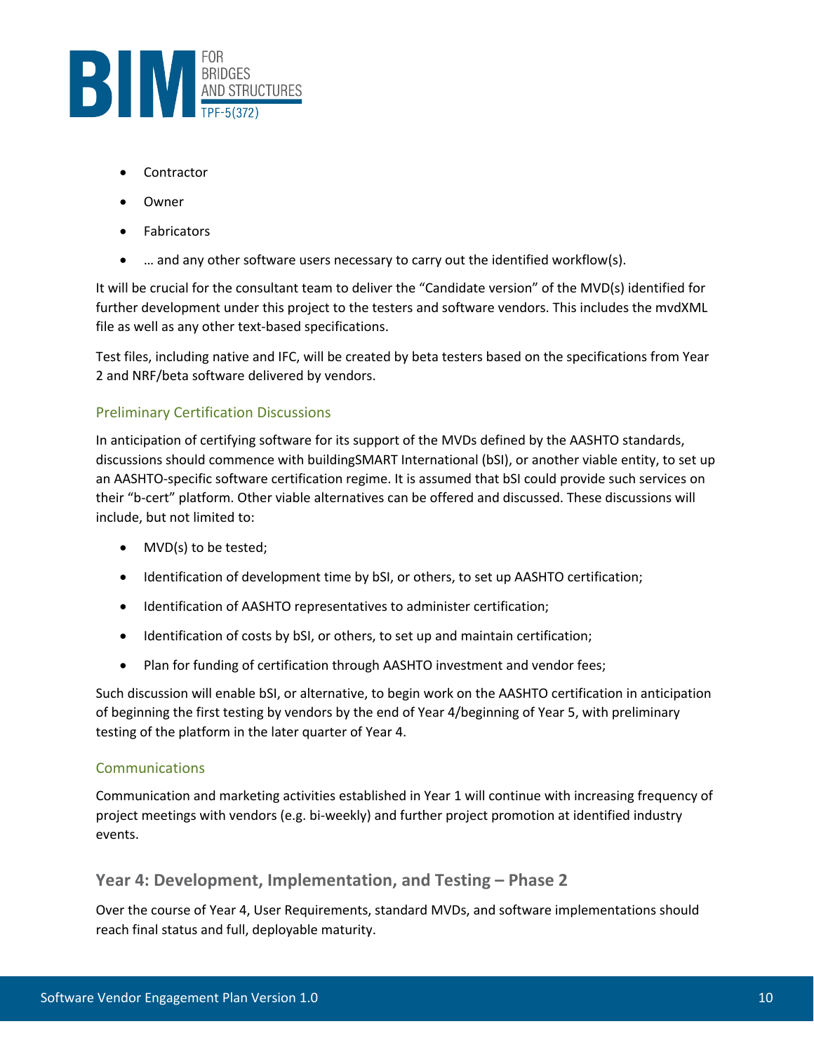- Contractor
- Owner
- Fabricators
- … and any other software users necessary to carry out the identified workflow(s).

It will be crucial for the consultant team to deliver the "Candidate version" of the MVD(s) identified for further development under this project to the testers and software vendors. This includes the mvdXML file as well as any other text-based specifications.

Test files, including native and IFC, will be created by beta testers based on the specifications from Year 2 and NRF/beta software delivered by vendors.

### Preliminary Certification Discussions

In anticipation of certifying software for its support of the MVDs defined by the AASHTO standards, discussions should commence with buildingSMART International (bSI), or another viable entity, to set up an AASHTO-specific software certification regime. It is assumed that bSI could provide such services on their "b-cert" platform. Other viable alternatives can be offered and discussed. These discussions will include, but not limited to:

- MVD(s) to be tested;
- Identification of development time by bSI, or others, to set up AASHTO certification;
- Identification of AASHTO representatives to administer certification;
- Identification of costs by bSI, or others, to set up and maintain certification;
- Plan for funding of certification through AASHTO investment and vendor fees;

Such discussion will enable bSI, or alternative, to begin work on the AASHTO certification in anticipation of beginning the first testing by vendors by the end of Year 4/beginning of Year 5, with preliminary testing of the platform in the later quarter of Year 4.

### Communications

Communication and marketing activities established in Year 1 will continue with increasing frequency of project meetings with vendors (e.g. bi-weekly) and further project promotion at identified industry events.

## Year 4: Development, Implementation, and Testing – Phase 2

Over the course of Year 4, User Requirements, standard MVDs, and software implementations should reach final status and full, deployable maturity.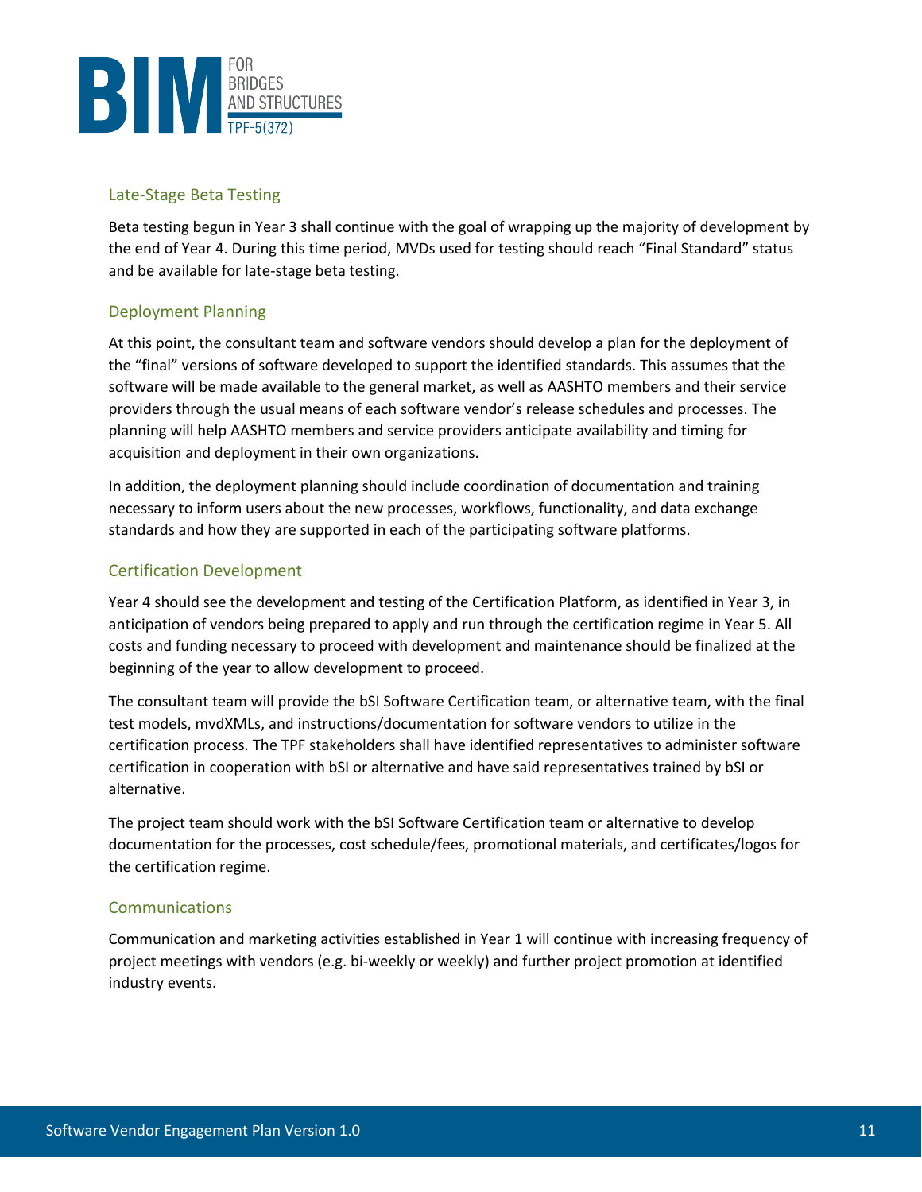### Late-Stage Beta Testing

Beta testing begun in Year 3 shall continue with the goal of wrapping up the majority of development by the end of Year 4. During this time period, MVDs used for testing should reach "Final Standard" status and be available for late-stage beta testing.

### Deployment Planning

At this point, the consultant team and software vendors should develop a plan for the deployment of the "final" versions of software developed to support the identified standards. This assumes that the software will be made available to the general market, as well as AASHTO members and their service providers through the usual means of each software vendor's release schedules and processes. The planning will help AASHTO members and service providers anticipate availability and timing for acquisition and deployment in their own organizations.

In addition, the deployment planning should include coordination of documentation and training necessary to inform users about the new processes, workflows, functionality, and data exchange standards and how they are supported in each of the participating software platforms.

### Certification Development

Year 4 should see the development and testing of the Certification Platform, as identified in Year 3, in anticipation of vendors being prepared to apply and run through the certification regime in Year 5. All costs and funding necessary to proceed with development and maintenance should be finalized at the beginning of the year to allow development to proceed.

The consultant team will provide the bSI Software Certification team, or alternative team, with the final test models, mvdXMLs, and instructions/documentation for software vendors to utilize in the certification process. The TPF stakeholders shall have identified representatives to administer software certification in cooperation with bSI or alternative and have said representatives trained by bSI or alternative.

The project team should work with the bSI Software Certification team or alternative to develop documentation for the processes, cost schedule/fees, promotional materials, and certificates/logos for the certification regime.

### Communications

Communication and marketing activities established in Year 1 will continue with increasing frequency of project meetings with vendors (e.g. bi-weekly or weekly) and further project promotion at identified industry events.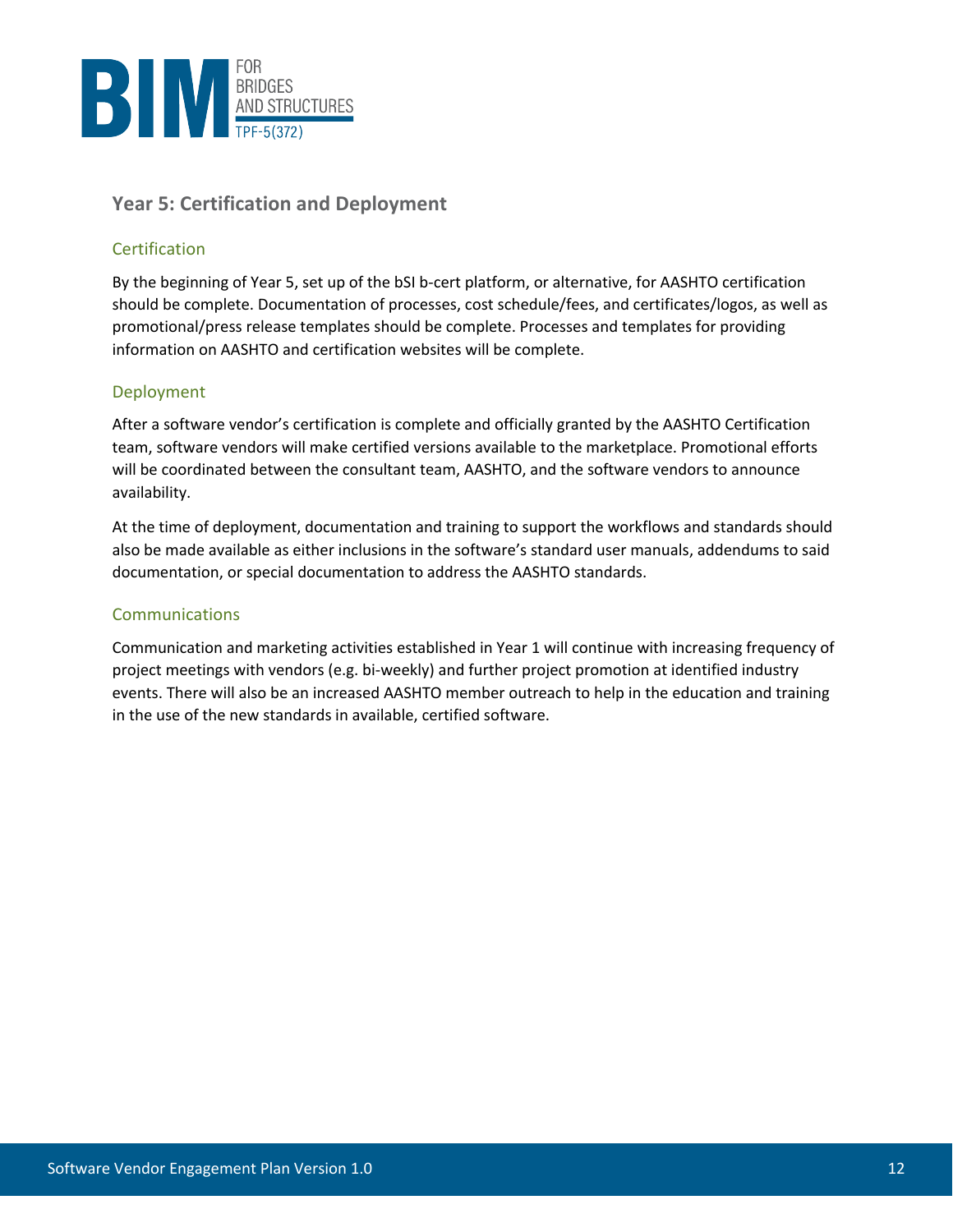## Year 5: Certification and Deployment

### Certification

By the beginning of Year 5, set up of the bSI b-cert platform, or alternative, for AASHTO certification should be complete. Documentation of processes, cost schedule/fees, and certificates/logos, as well as promotional/press release templates should be complete. Processes and templates for providing information on AASHTO and certification websites will be complete.

### Deployment

After a software vendor's certification is complete and officially granted by the AASHTO Certification team, software vendors will make certified versions available to the marketplace. Promotional efforts will be coordinated between the consultant team, AASHTO, and the software vendors to announce availability.

At the time of deployment, documentation and training to support the workflows and standards should also be made available as either inclusions in the software's standard user manuals, addendums to said documentation, or special documentation to address the AASHTO standards.

### Communications

Communication and marketing activities established in Year 1 will continue with increasing frequency of project meetings with vendors (e.g. bi-weekly) and further project promotion at identified industry events. There will also be an increased AASHTO member outreach to help in the education and training in the use of the new standards in available, certified software.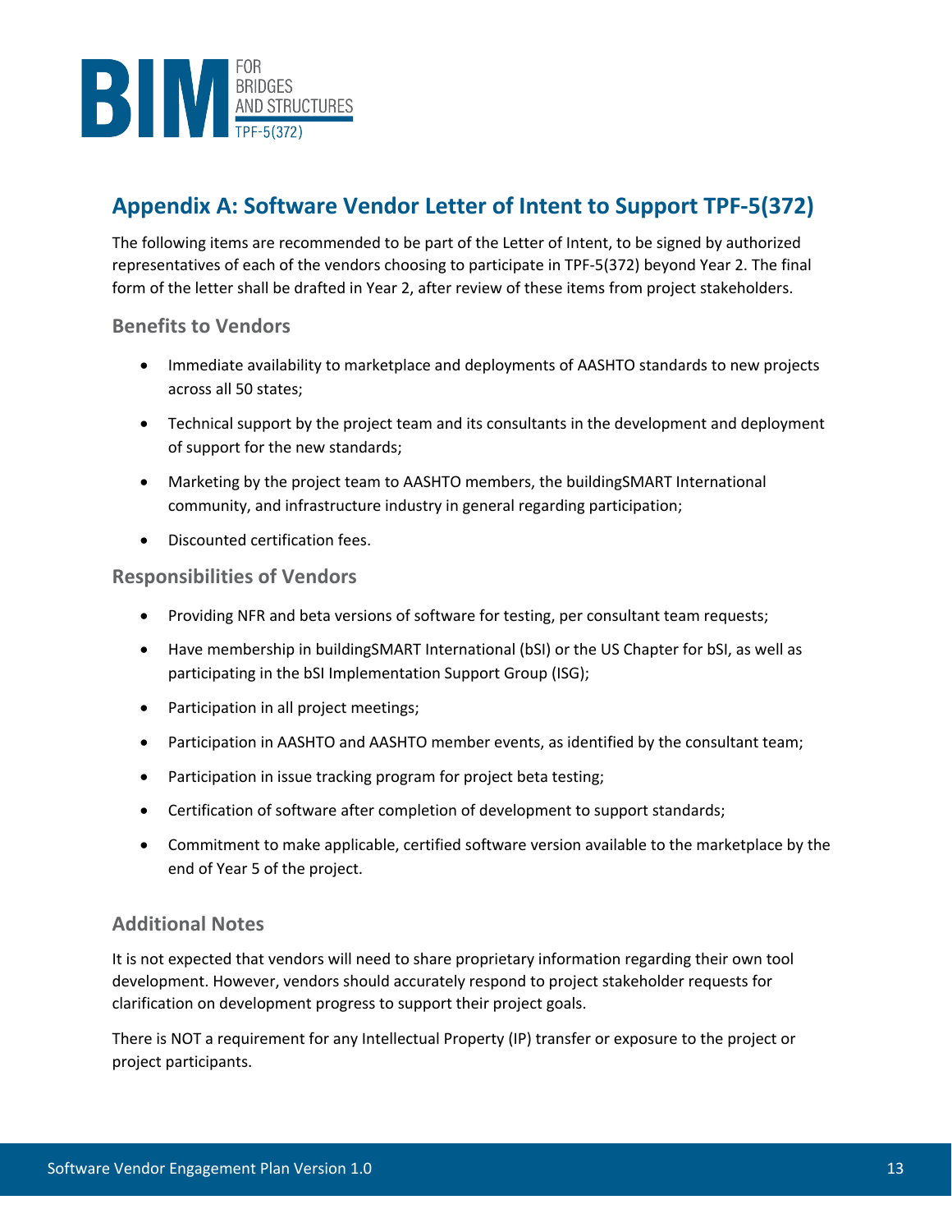# Appendix A: Software Vendor Letter of Intent to Support TPF-5(372)

The following items are recommended to be part of the Letter of Intent, to be signed by authorized representatives of each of the vendors choosing to participate in TPF-5(372) beyond Year 2. The final form of the letter shall be drafted in Year 2, after review of these items from project stakeholders.

## Benefits to Vendors

- Immediate availability to marketplace and deployments of AASHTO standards to new projects across all 50 states;
- Technical support by the project team and its consultants in the development and deployment of support for the new standards;
- Marketing by the project team to AASHTO members, the buildingSMART International community, and infrastructure industry in general regarding participation;
- Discounted certification fees.

## Responsibilities of Vendors

- Providing NFR and beta versions of software for testing, per consultant team requests;
- Have membership in buildingSMART International (bSI) or the US Chapter for bSI, as well as participating in the bSI Implementation Support Group (ISG);
- Participation in all project meetings;
- Participation in AASHTO and AASHTO member events, as identified by the consultant team;
- Participation in issue tracking program for project beta testing;
- Certification of software after completion of development to support standards;
- Commitment to make applicable, certified software version available to the marketplace by the end of Year 5 of the project.

## Additional Notes

It is not expected that vendors will need to share proprietary information regarding their own tool development. However, vendors should accurately respond to project stakeholder requests for clarification on development progress to support their project goals.

There is NOT a requirement for any Intellectual Property (IP) transfer or exposure to the project or project participants.